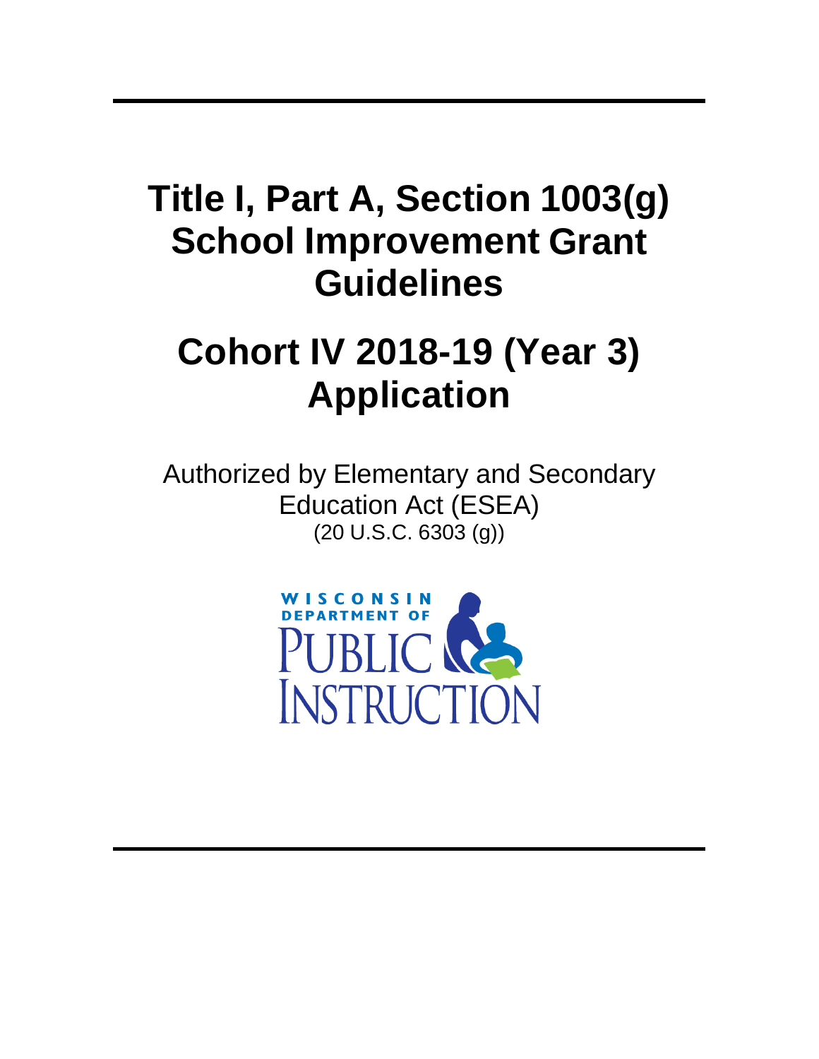# Title I, Part A, Section 1003(g) School Improvement Grant Guidelines

# Cohort IV 2018-19 (Year 3) Application

Authorized by Elementary and Secondary Education Act (ESEA)
(20 U.S.C. 6303 (g))

WISCONSIN DEPARTMENT OF PUBLIC INSTRUCTION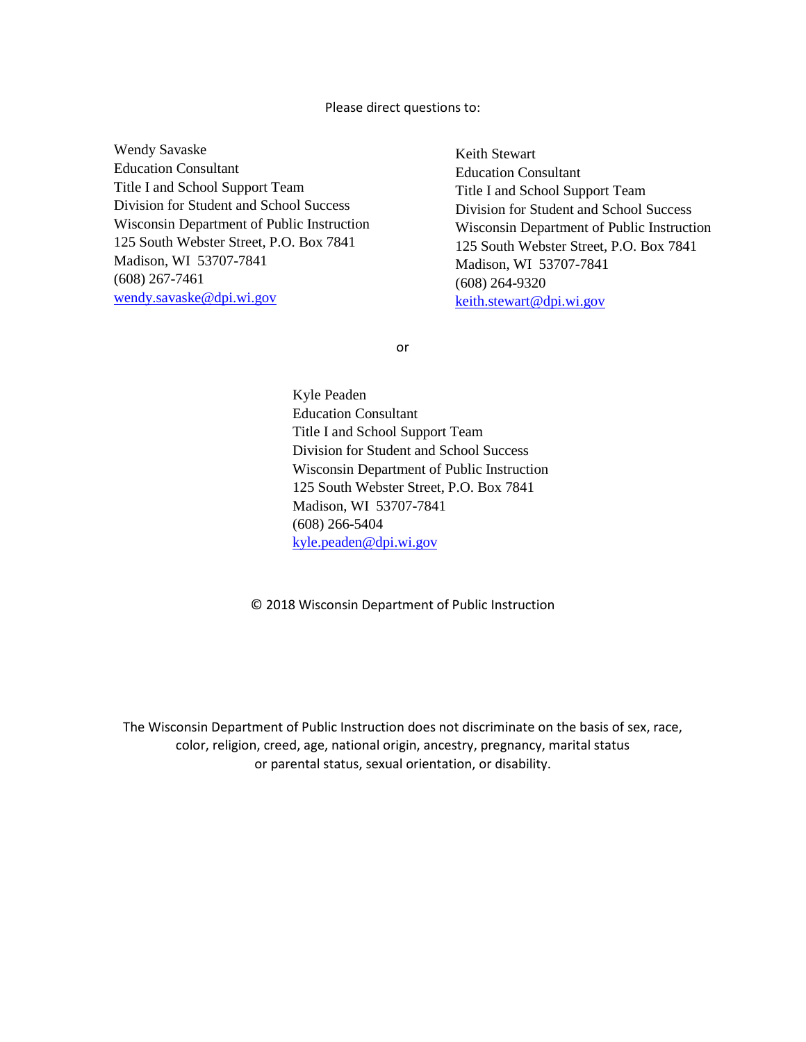Please direct questions to:

Wendy Savaske
Education Consultant
Title I and School Support Team
Division for Student and School Success
Wisconsin Department of Public Instruction
125 South Webster Street, P.O. Box 7841
Madison, WI  53707-7841
(608) 267-7461
wendy.savaske@dpi.wi.gov

Keith Stewart
Education Consultant
Title I and School Support Team
Division for Student and School Success
Wisconsin Department of Public Instruction
125 South Webster Street, P.O. Box 7841
Madison, WI  53707-7841
(608) 264-9320
keith.stewart@dpi.wi.gov

or

Kyle Peaden
Education Consultant
Title I and School Support Team
Division for Student and School Success
Wisconsin Department of Public Instruction
125 South Webster Street, P.O. Box 7841
Madison, WI  53707-7841
(608) 266-5404
kyle.peaden@dpi.wi.gov

© 2018 Wisconsin Department of Public Instruction

The Wisconsin Department of Public Instruction does not discriminate on the basis of sex, race, color, religion, creed, age, national origin, ancestry, pregnancy, marital status or parental status, sexual orientation, or disability.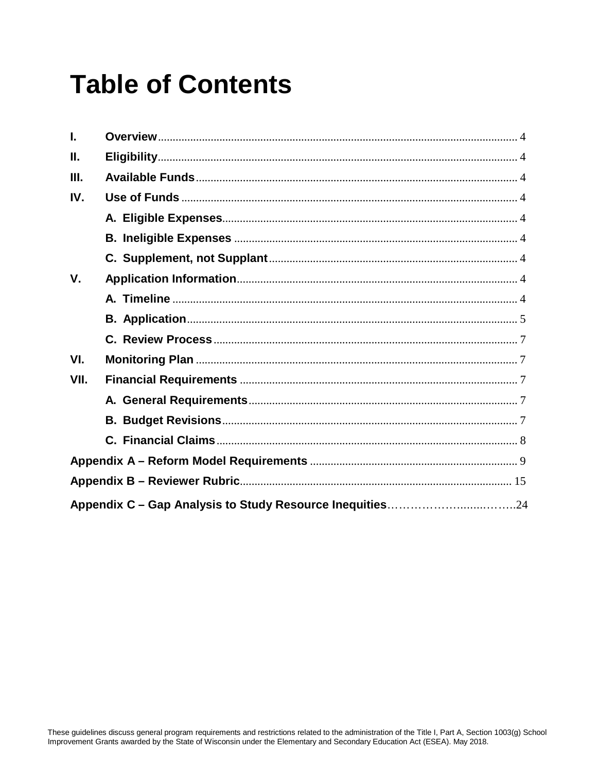# Table of Contents

I. **Overview** ........ 4
II. **Eligibility** ........ 4
III. **Available Funds** ........ 4
IV. **Use of Funds** ........ 4
  A. **Eligible Expenses** ........ 4
  B. **Ineligible Expenses** ........ 4
  C. **Supplement, not Supplant** ........ 4
V. **Application Information** ........ 4
  A. **Timeline** ........ 4
  B. **Application** ........ 5
  C. **Review Process** ........ 7
VI. **Monitoring Plan** ........ 7
VII. **Financial Requirements** ........ 7
  A. **General Requirements** ........ 7
  B. **Budget Revisions** ........ 7
  C. **Financial Claims** ........ 8
**Appendix A – Reform Model Requirements** ........ 9
**Appendix B – Reviewer Rubric** ........ 15
**Appendix C – Gap Analysis to Study Resource Inequities** ........ 24

These guidelines discuss general program requirements and restrictions related to the administration of the Title I, Part A, Section 1003(g) School Improvement Grants awarded by the State of Wisconsin under the Elementary and Secondary Education Act (ESEA). May 2018.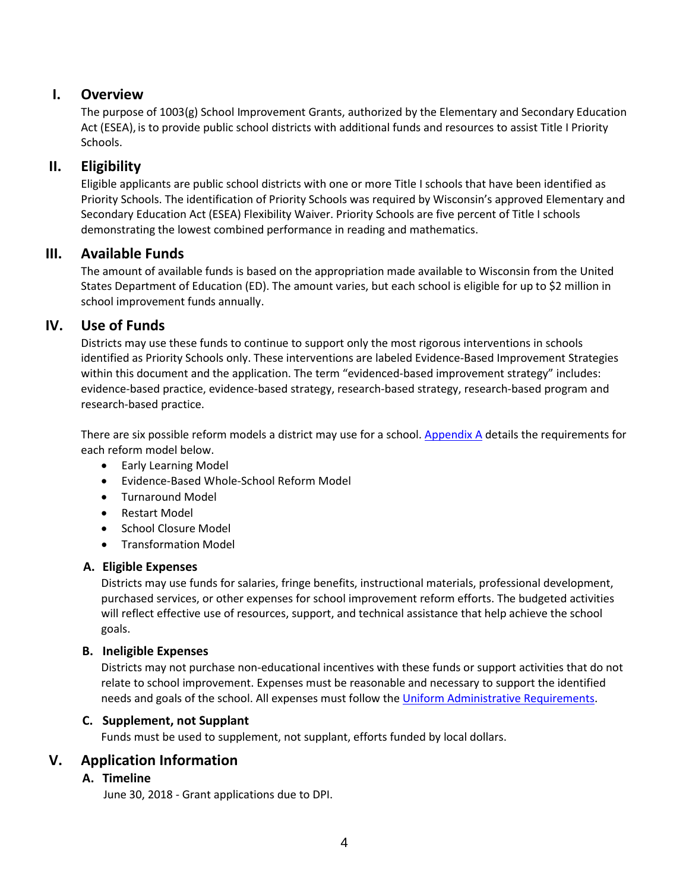## I. Overview

The purpose of 1003(g) School Improvement Grants, authorized by the Elementary and Secondary Education Act (ESEA), is to provide public school districts with additional funds and resources to assist Title I Priority Schools.

## II. Eligibility

Eligible applicants are public school districts with one or more Title I schools that have been identified as Priority Schools. The identification of Priority Schools was required by Wisconsin's approved Elementary and Secondary Education Act (ESEA) Flexibility Waiver. Priority Schools are five percent of Title I schools demonstrating the lowest combined performance in reading and mathematics.

## III. Available Funds

The amount of available funds is based on the appropriation made available to Wisconsin from the United States Department of Education (ED). The amount varies, but each school is eligible for up to $2 million in school improvement funds annually.

## IV. Use of Funds

Districts may use these funds to continue to support only the most rigorous interventions in schools identified as Priority Schools only. These interventions are labeled Evidence-Based Improvement Strategies within this document and the application. The term "evidenced-based improvement strategy" includes: evidence-based practice, evidence-based strategy, research-based strategy, research-based program and research-based practice.

There are six possible reform models a district may use for a school. [Appendix A](#) details the requirements for each reform model below.

- Early Learning Model
- Evidence-Based Whole-School Reform Model
- Turnaround Model
- Restart Model
- School Closure Model
- Transformation Model

### A. Eligible Expenses

Districts may use funds for salaries, fringe benefits, instructional materials, professional development, purchased services, or other expenses for school improvement reform efforts. The budgeted activities will reflect effective use of resources, support, and technical assistance that help achieve the school goals.

### B. Ineligible Expenses

Districts may not purchase non-educational incentives with these funds or support activities that do not relate to school improvement. Expenses must be reasonable and necessary to support the identified needs and goals of the school. All expenses must follow the [Uniform Administrative Requirements](#).

### C. Supplement, not Supplant

Funds must be used to supplement, not supplant, efforts funded by local dollars.

## V. Application Information

### A. Timeline

June 30, 2018 - Grant applications due to DPI.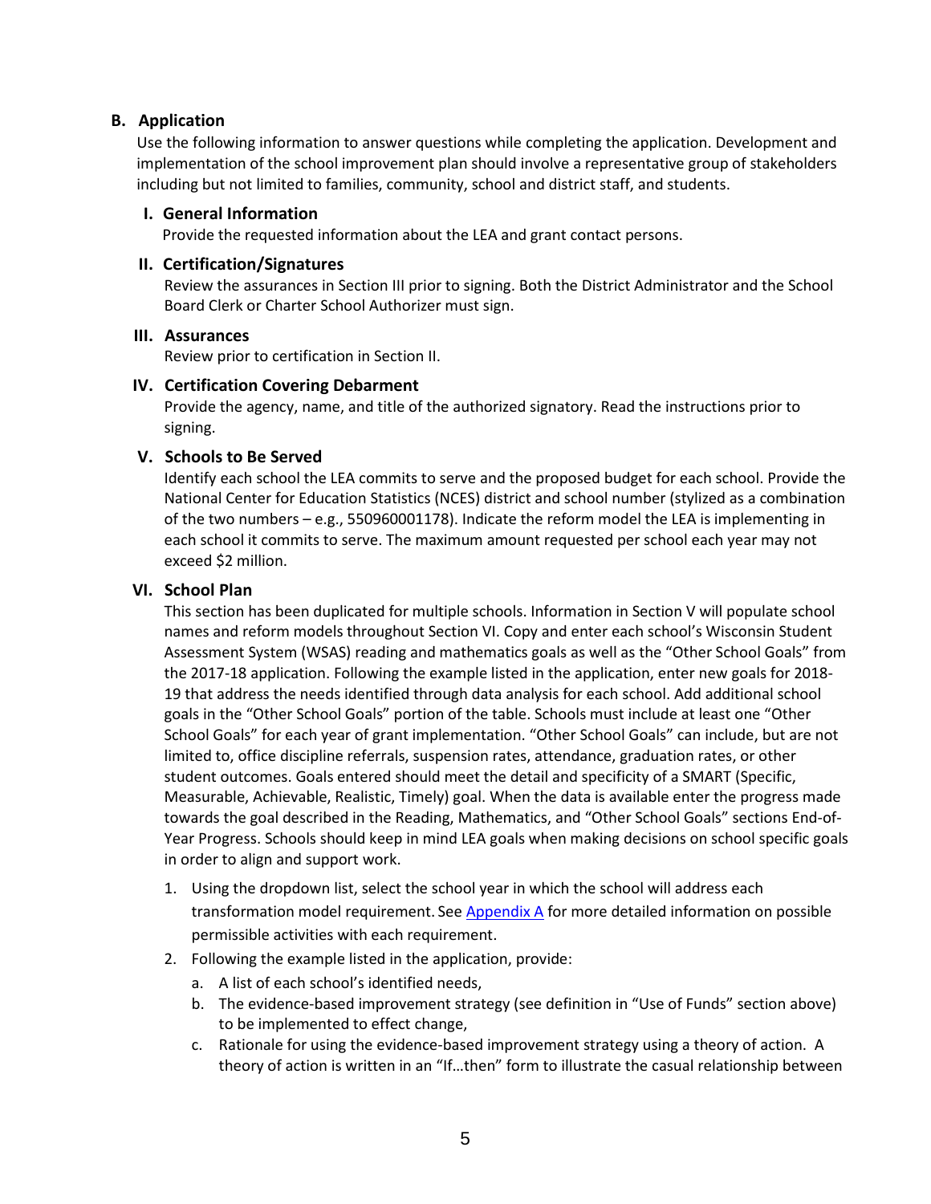### B. Application

Use the following information to answer questions while completing the application. Development and implementation of the school improvement plan should involve a representative group of stakeholders including but not limited to families, community, school and district staff, and students.

#### I. General Information

Provide the requested information about the LEA and grant contact persons.

#### II. Certification/Signatures

Review the assurances in Section III prior to signing. Both the District Administrator and the School Board Clerk or Charter School Authorizer must sign.

#### III. Assurances

Review prior to certification in Section II.

#### IV. Certification Covering Debarment

Provide the agency, name, and title of the authorized signatory. Read the instructions prior to signing.

#### V. Schools to Be Served

Identify each school the LEA commits to serve and the proposed budget for each school. Provide the National Center for Education Statistics (NCES) district and school number (stylized as a combination of the two numbers – e.g., 550960001178). Indicate the reform model the LEA is implementing in each school it commits to serve. The maximum amount requested per school each year may not exceed $2 million.

#### VI. School Plan

This section has been duplicated for multiple schools. Information in Section V will populate school names and reform models throughout Section VI. Copy and enter each school's Wisconsin Student Assessment System (WSAS) reading and mathematics goals as well as the "Other School Goals" from the 2017-18 application. Following the example listed in the application, enter new goals for 2018-19 that address the needs identified through data analysis for each school. Add additional school goals in the "Other School Goals" portion of the table. Schools must include at least one "Other School Goals" for each year of grant implementation. "Other School Goals" can include, but are not limited to, office discipline referrals, suspension rates, attendance, graduation rates, or other student outcomes. Goals entered should meet the detail and specificity of a SMART (Specific, Measurable, Achievable, Realistic, Timely) goal. When the data is available enter the progress made towards the goal described in the Reading, Mathematics, and "Other School Goals" sections End-of-Year Progress. Schools should keep in mind LEA goals when making decisions on school specific goals in order to align and support work.

1. Using the dropdown list, select the school year in which the school will address each transformation model requirement. See [Appendix A] for more detailed information on possible permissible activities with each requirement.
2. Following the example listed in the application, provide:
   a. A list of each school's identified needs,
   b. The evidence-based improvement strategy (see definition in "Use of Funds" section above) to be implemented to effect change,
   c. Rationale for using the evidence-based improvement strategy using a theory of action. A theory of action is written in an "If…then" form to illustrate the casual relationship between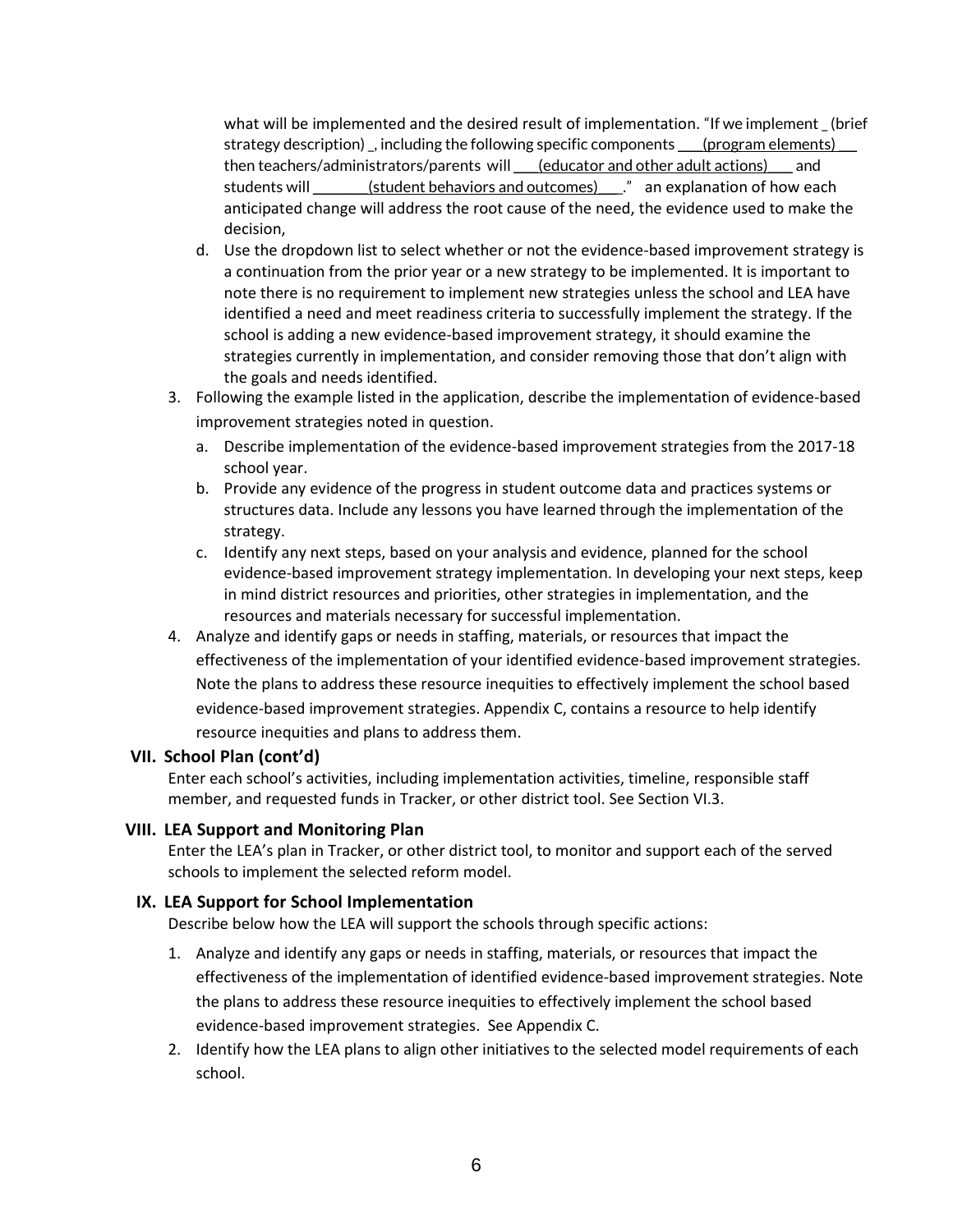what will be implemented and the desired result of implementation. "If we implement _ (brief strategy description) _, including the following specific components ___(program elements)___ then teachers/administrators/parents will ___(educator and other adult actions)___ and students will _______(student behaviors and outcomes)___." an explanation of how each anticipated change will address the root cause of the need, the evidence used to make the decision,

   d. Use the dropdown list to select whether or not the evidence-based improvement strategy is a continuation from the prior year or a new strategy to be implemented. It is important to note there is no requirement to implement new strategies unless the school and LEA have identified a need and meet readiness criteria to successfully implement the strategy. If the school is adding a new evidence-based improvement strategy, it should examine the strategies currently in implementation, and consider removing those that don't align with the goals and needs identified.

3. Following the example listed in the application, describe the implementation of evidence-based improvement strategies noted in question.
   a. Describe implementation of the evidence-based improvement strategies from the 2017-18 school year.
   b. Provide any evidence of the progress in student outcome data and practices systems or structures data. Include any lessons you have learned through the implementation of the strategy.
   c. Identify any next steps, based on your analysis and evidence, planned for the school evidence-based improvement strategy implementation. In developing your next steps, keep in mind district resources and priorities, other strategies in implementation, and the resources and materials necessary for successful implementation.
4. Analyze and identify gaps or needs in staffing, materials, or resources that impact the effectiveness of the implementation of your identified evidence-based improvement strategies. Note the plans to address these resource inequities to effectively implement the school based evidence-based improvement strategies. Appendix C, contains a resource to help identify resource inequities and plans to address them.

## VII. School Plan (cont'd)

Enter each school's activities, including implementation activities, timeline, responsible staff member, and requested funds in Tracker, or other district tool. See Section VI.3.

## VIII. LEA Support and Monitoring Plan

Enter the LEA's plan in Tracker, or other district tool, to monitor and support each of the served schools to implement the selected reform model.

## IX. LEA Support for School Implementation

Describe below how the LEA will support the schools through specific actions:

1. Analyze and identify any gaps or needs in staffing, materials, or resources that impact the effectiveness of the implementation of identified evidence-based improvement strategies. Note the plans to address these resource inequities to effectively implement the school based evidence-based improvement strategies. See Appendix C.
2. Identify how the LEA plans to align other initiatives to the selected model requirements of each school.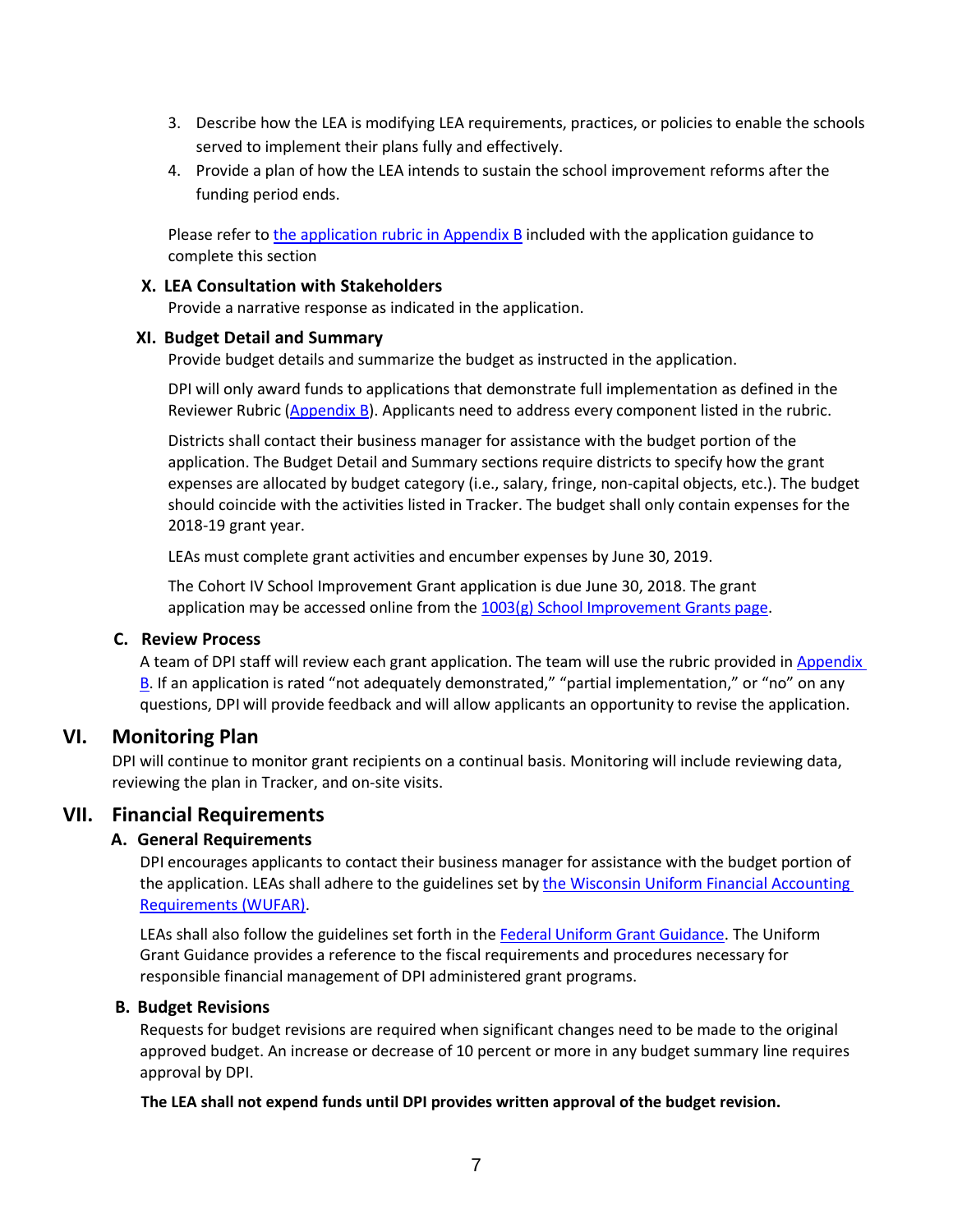3. Describe how the LEA is modifying LEA requirements, practices, or policies to enable the schools served to implement their plans fully and effectively.
4. Provide a plan of how the LEA intends to sustain the school improvement reforms after the funding period ends.

Please refer to the application rubric in Appendix B included with the application guidance to complete this section

#### X. LEA Consultation with Stakeholders

Provide a narrative response as indicated in the application.

#### XI. Budget Detail and Summary

Provide budget details and summarize the budget as instructed in the application.

DPI will only award funds to applications that demonstrate full implementation as defined in the Reviewer Rubric (Appendix B). Applicants need to address every component listed in the rubric.

Districts shall contact their business manager for assistance with the budget portion of the application. The Budget Detail and Summary sections require districts to specify how the grant expenses are allocated by budget category (i.e., salary, fringe, non-capital objects, etc.). The budget should coincide with the activities listed in Tracker. The budget shall only contain expenses for the 2018-19 grant year.

LEAs must complete grant activities and encumber expenses by June 30, 2019.

The Cohort IV School Improvement Grant application is due June 30, 2018. The grant application may be accessed online from the 1003(g) School Improvement Grants page.

### C. Review Process

A team of DPI staff will review each grant application. The team will use the rubric provided in Appendix B. If an application is rated "not adequately demonstrated," "partial implementation," or "no" on any questions, DPI will provide feedback and will allow applicants an opportunity to revise the application.

## VI. Monitoring Plan

DPI will continue to monitor grant recipients on a continual basis. Monitoring will include reviewing data, reviewing the plan in Tracker, and on-site visits.

## VII. Financial Requirements

### A. General Requirements

DPI encourages applicants to contact their business manager for assistance with the budget portion of the application. LEAs shall adhere to the guidelines set by the Wisconsin Uniform Financial Accounting Requirements (WUFAR).

LEAs shall also follow the guidelines set forth in the Federal Uniform Grant Guidance. The Uniform Grant Guidance provides a reference to the fiscal requirements and procedures necessary for responsible financial management of DPI administered grant programs.

### B. Budget Revisions

Requests for budget revisions are required when significant changes need to be made to the original approved budget. An increase or decrease of 10 percent or more in any budget summary line requires approval by DPI.

**The LEA shall not expend funds until DPI provides written approval of the budget revision.**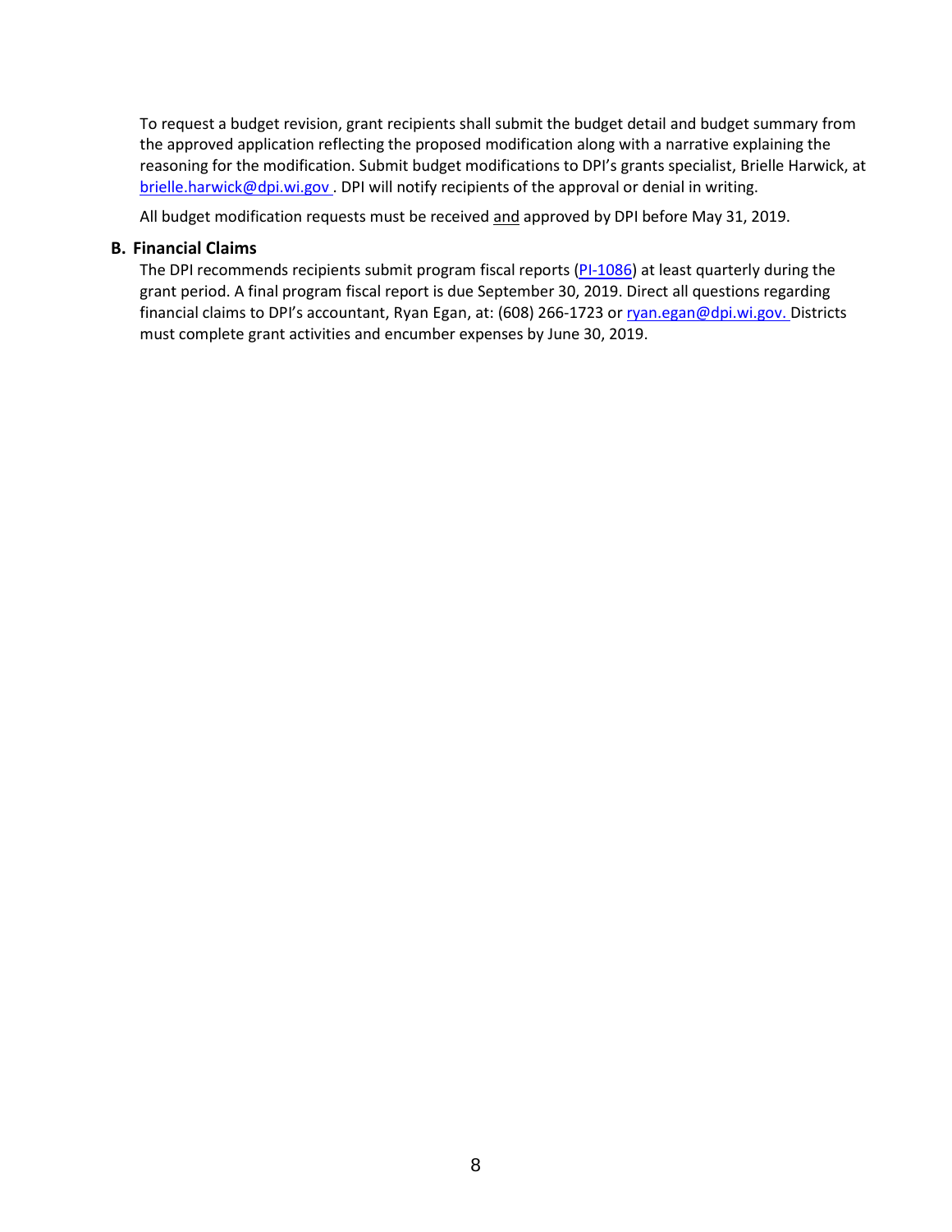To request a budget revision, grant recipients shall submit the budget detail and budget summary from the approved application reflecting the proposed modification along with a narrative explaining the reasoning for the modification. Submit budget modifications to DPI's grants specialist, Brielle Harwick, at [brielle.harwick@dpi.wi.gov](mailto:brielle.harwick@dpi.wi.gov). DPI will notify recipients of the approval or denial in writing.

All budget modification requests must be received and approved by DPI before May 31, 2019.

## B. Financial Claims

The DPI recommends recipients submit program fiscal reports (PI-1086) at least quarterly during the grant period. A final program fiscal report is due September 30, 2019. Direct all questions regarding financial claims to DPI's accountant, Ryan Egan, at: (608) 266-1723 or [ryan.egan@dpi.wi.gov](mailto:ryan.egan@dpi.wi.gov). Districts must complete grant activities and encumber expenses by June 30, 2019.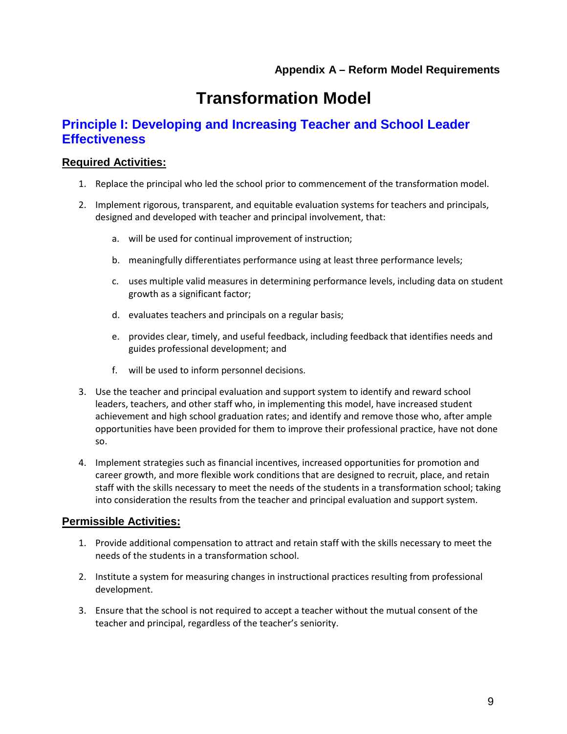**Appendix A – Reform Model Requirements**

# Transformation Model

## Principle I: Developing and Increasing Teacher and School Leader Effectiveness

### Required Activities:

1. Replace the principal who led the school prior to commencement of the transformation model.
2. Implement rigorous, transparent, and equitable evaluation systems for teachers and principals, designed and developed with teacher and principal involvement, that:
   a. will be used for continual improvement of instruction;
   b. meaningfully differentiates performance using at least three performance levels;
   c. uses multiple valid measures in determining performance levels, including data on student growth as a significant factor;
   d. evaluates teachers and principals on a regular basis;
   e. provides clear, timely, and useful feedback, including feedback that identifies needs and guides professional development; and
   f. will be used to inform personnel decisions.
3. Use the teacher and principal evaluation and support system to identify and reward school leaders, teachers, and other staff who, in implementing this model, have increased student achievement and high school graduation rates; and identify and remove those who, after ample opportunities have been provided for them to improve their professional practice, have not done so.
4. Implement strategies such as financial incentives, increased opportunities for promotion and career growth, and more flexible work conditions that are designed to recruit, place, and retain staff with the skills necessary to meet the needs of the students in a transformation school; taking into consideration the results from the teacher and principal evaluation and support system.

### Permissible Activities:

1. Provide additional compensation to attract and retain staff with the skills necessary to meet the needs of the students in a transformation school.
2. Institute a system for measuring changes in instructional practices resulting from professional development.
3. Ensure that the school is not required to accept a teacher without the mutual consent of the teacher and principal, regardless of the teacher's seniority.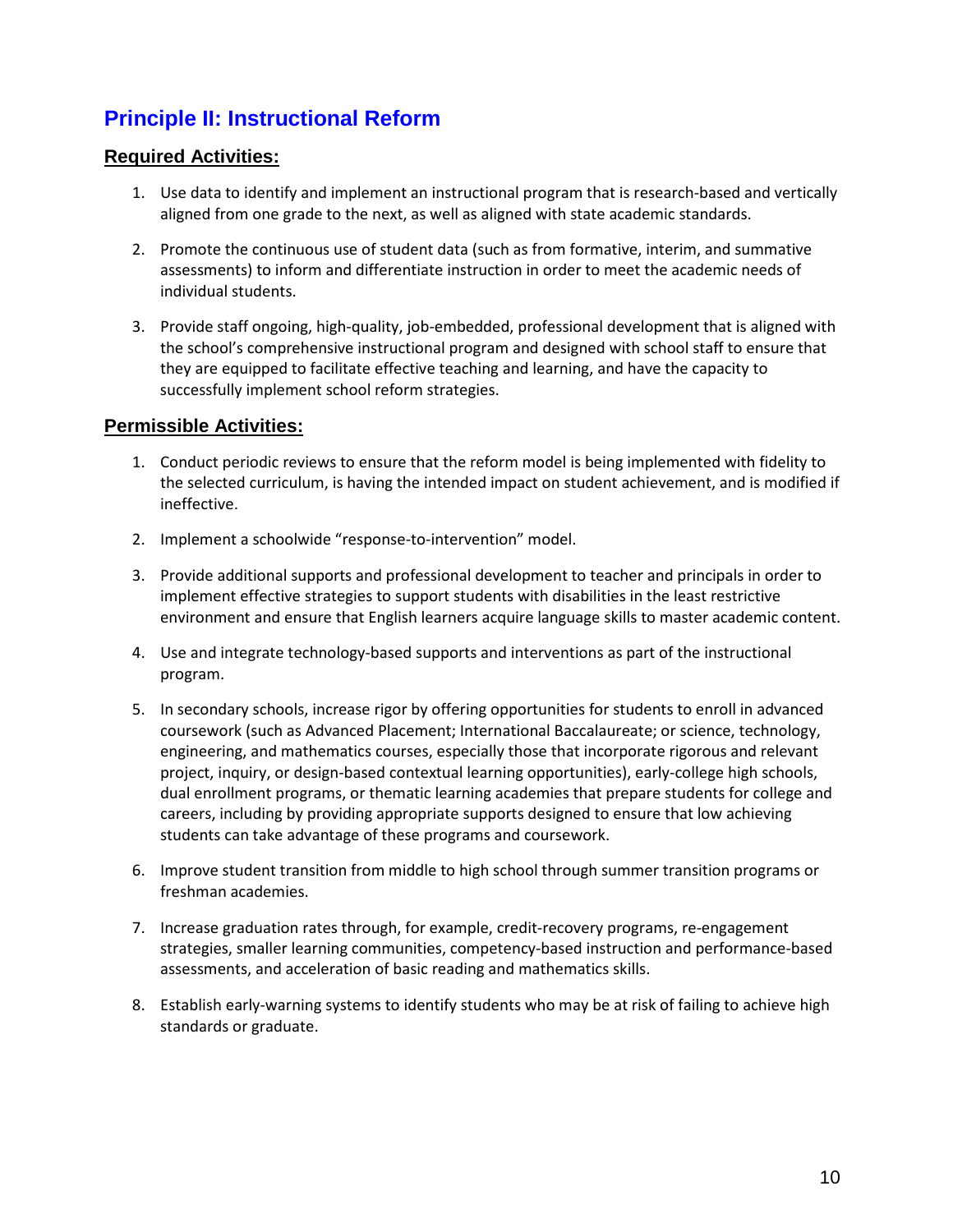## Principle II: Instructional Reform

### Required Activities:

1. Use data to identify and implement an instructional program that is research-based and vertically aligned from one grade to the next, as well as aligned with state academic standards.

2. Promote the continuous use of student data (such as from formative, interim, and summative assessments) to inform and differentiate instruction in order to meet the academic needs of individual students.

3. Provide staff ongoing, high-quality, job-embedded, professional development that is aligned with the school's comprehensive instructional program and designed with school staff to ensure that they are equipped to facilitate effective teaching and learning, and have the capacity to successfully implement school reform strategies.

### Permissible Activities:

1. Conduct periodic reviews to ensure that the reform model is being implemented with fidelity to the selected curriculum, is having the intended impact on student achievement, and is modified if ineffective.

2. Implement a schoolwide "response-to-intervention" model.

3. Provide additional supports and professional development to teacher and principals in order to implement effective strategies to support students with disabilities in the least restrictive environment and ensure that English learners acquire language skills to master academic content.

4. Use and integrate technology-based supports and interventions as part of the instructional program.

5. In secondary schools, increase rigor by offering opportunities for students to enroll in advanced coursework (such as Advanced Placement; International Baccalaureate; or science, technology, engineering, and mathematics courses, especially those that incorporate rigorous and relevant project, inquiry, or design-based contextual learning opportunities), early-college high schools, dual enrollment programs, or thematic learning academies that prepare students for college and careers, including by providing appropriate supports designed to ensure that low achieving students can take advantage of these programs and coursework.

6. Improve student transition from middle to high school through summer transition programs or freshman academies.

7. Increase graduation rates through, for example, credit-recovery programs, re-engagement strategies, smaller learning communities, competency-based instruction and performance-based assessments, and acceleration of basic reading and mathematics skills.

8. Establish early-warning systems to identify students who may be at risk of failing to achieve high standards or graduate.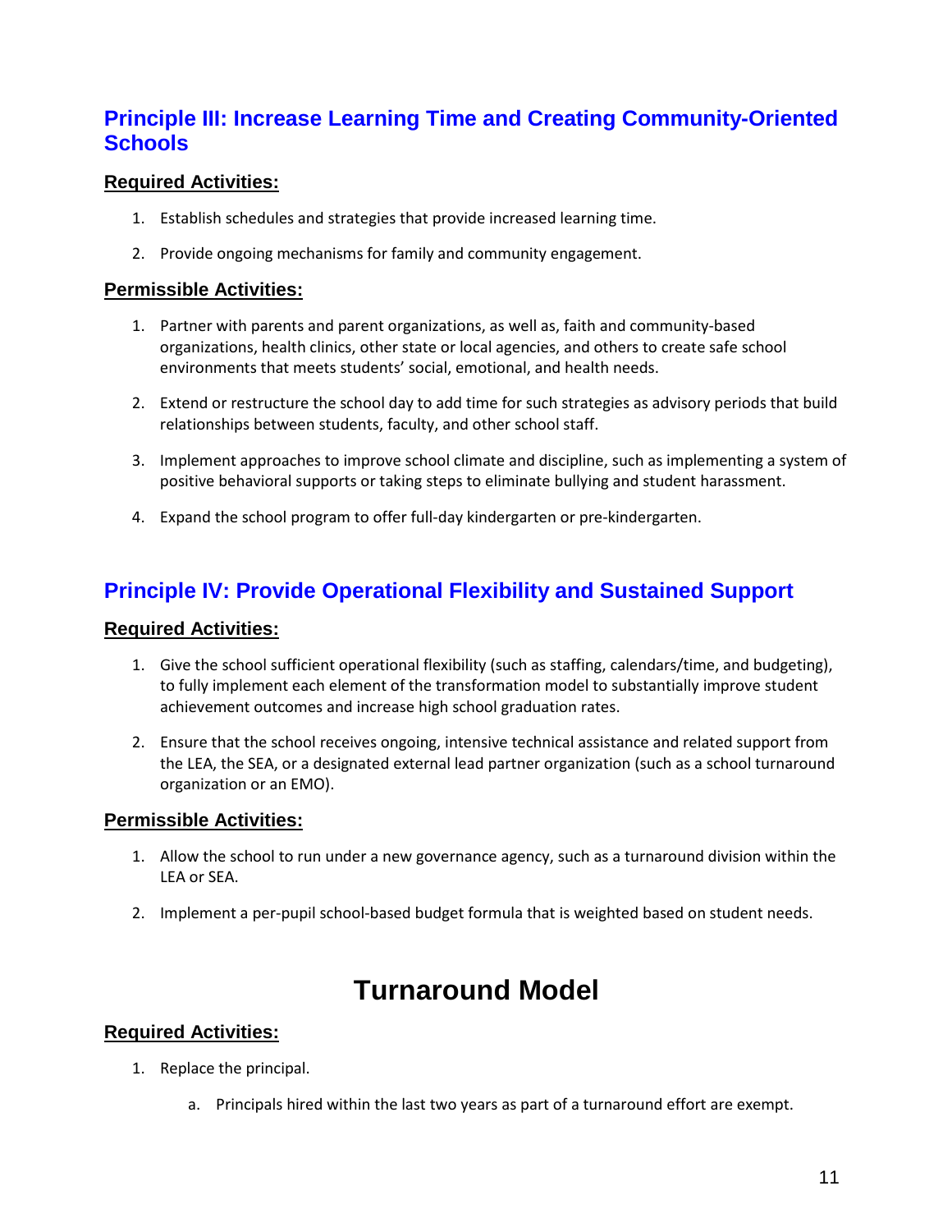## Principle III: Increase Learning Time and Creating Community-Oriented Schools

**Required Activities:**

1. Establish schedules and strategies that provide increased learning time.
2. Provide ongoing mechanisms for family and community engagement.

**Permissible Activities:**

1. Partner with parents and parent organizations, as well as, faith and community-based organizations, health clinics, other state or local agencies, and others to create safe school environments that meets students' social, emotional, and health needs.
2. Extend or restructure the school day to add time for such strategies as advisory periods that build relationships between students, faculty, and other school staff.
3. Implement approaches to improve school climate and discipline, such as implementing a system of positive behavioral supports or taking steps to eliminate bullying and student harassment.
4. Expand the school program to offer full-day kindergarten or pre-kindergarten.

## Principle IV: Provide Operational Flexibility and Sustained Support

**Required Activities:**

1. Give the school sufficient operational flexibility (such as staffing, calendars/time, and budgeting), to fully implement each element of the transformation model to substantially improve student achievement outcomes and increase high school graduation rates.
2. Ensure that the school receives ongoing, intensive technical assistance and related support from the LEA, the SEA, or a designated external lead partner organization (such as a school turnaround organization or an EMO).

**Permissible Activities:**

1. Allow the school to run under a new governance agency, such as a turnaround division within the LEA or SEA.
2. Implement a per-pupil school-based budget formula that is weighted based on student needs.

# Turnaround Model

**Required Activities:**

1. Replace the principal.
   a. Principals hired within the last two years as part of a turnaround effort are exempt.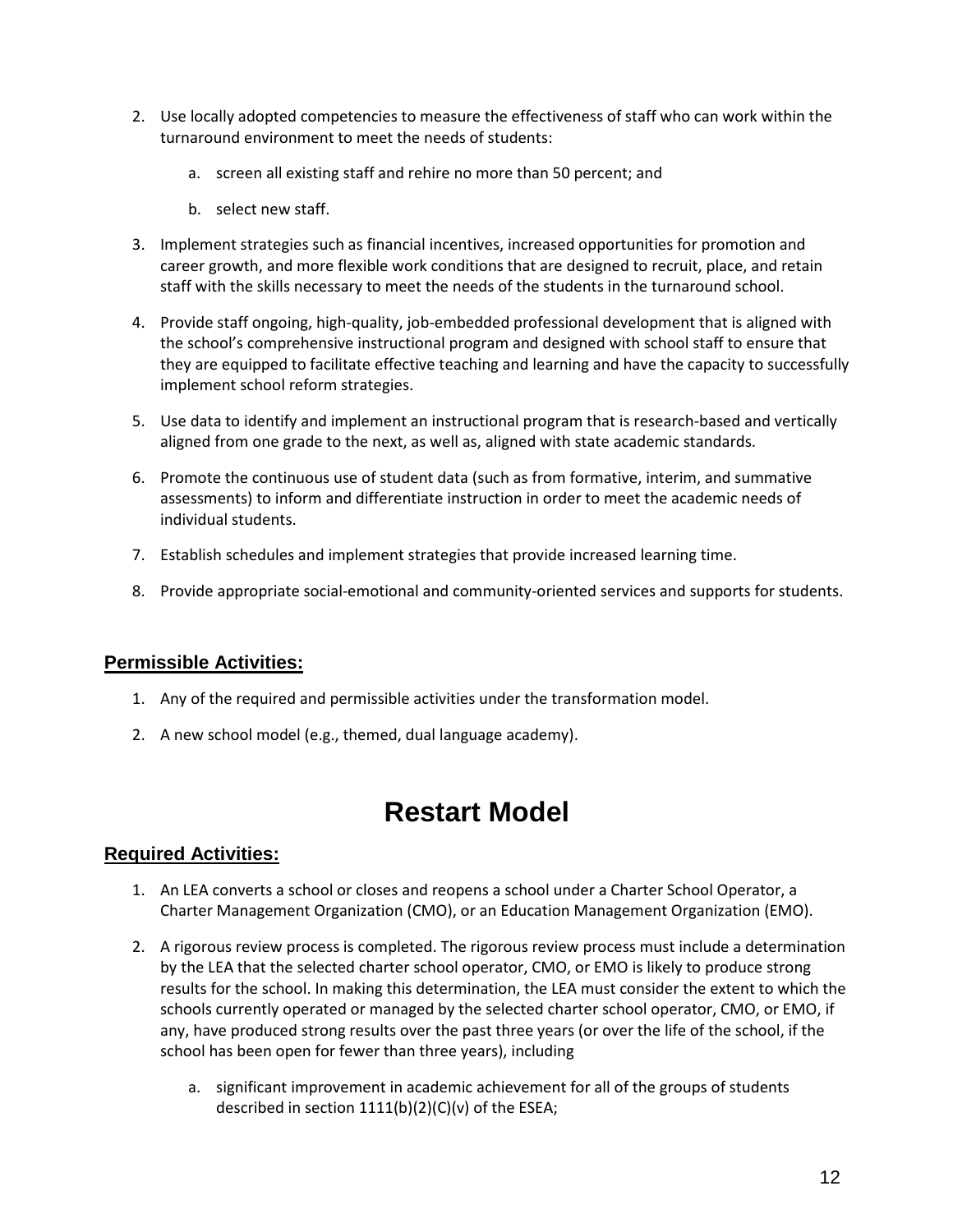2. Use locally adopted competencies to measure the effectiveness of staff who can work within the turnaround environment to meet the needs of students:

    a. screen all existing staff and rehire no more than 50 percent; and

    b. select new staff.

3. Implement strategies such as financial incentives, increased opportunities for promotion and career growth, and more flexible work conditions that are designed to recruit, place, and retain staff with the skills necessary to meet the needs of the students in the turnaround school.

4. Provide staff ongoing, high-quality, job-embedded professional development that is aligned with the school's comprehensive instructional program and designed with school staff to ensure that they are equipped to facilitate effective teaching and learning and have the capacity to successfully implement school reform strategies.

5. Use data to identify and implement an instructional program that is research-based and vertically aligned from one grade to the next, as well as, aligned with state academic standards.

6. Promote the continuous use of student data (such as from formative, interim, and summative assessments) to inform and differentiate instruction in order to meet the academic needs of individual students.

7. Establish schedules and implement strategies that provide increased learning time.

8. Provide appropriate social-emotional and community-oriented services and supports for students.

### Permissible Activities:

1. Any of the required and permissible activities under the transformation model.

2. A new school model (e.g., themed, dual language academy).

## Restart Model

### Required Activities:

1. An LEA converts a school or closes and reopens a school under a Charter School Operator, a Charter Management Organization (CMO), or an Education Management Organization (EMO).

2. A rigorous review process is completed. The rigorous review process must include a determination by the LEA that the selected charter school operator, CMO, or EMO is likely to produce strong results for the school. In making this determination, the LEA must consider the extent to which the schools currently operated or managed by the selected charter school operator, CMO, or EMO, if any, have produced strong results over the past three years (or over the life of the school, if the school has been open for fewer than three years), including

    a. significant improvement in academic achievement for all of the groups of students described in section 1111(b)(2)(C)(v) of the ESEA;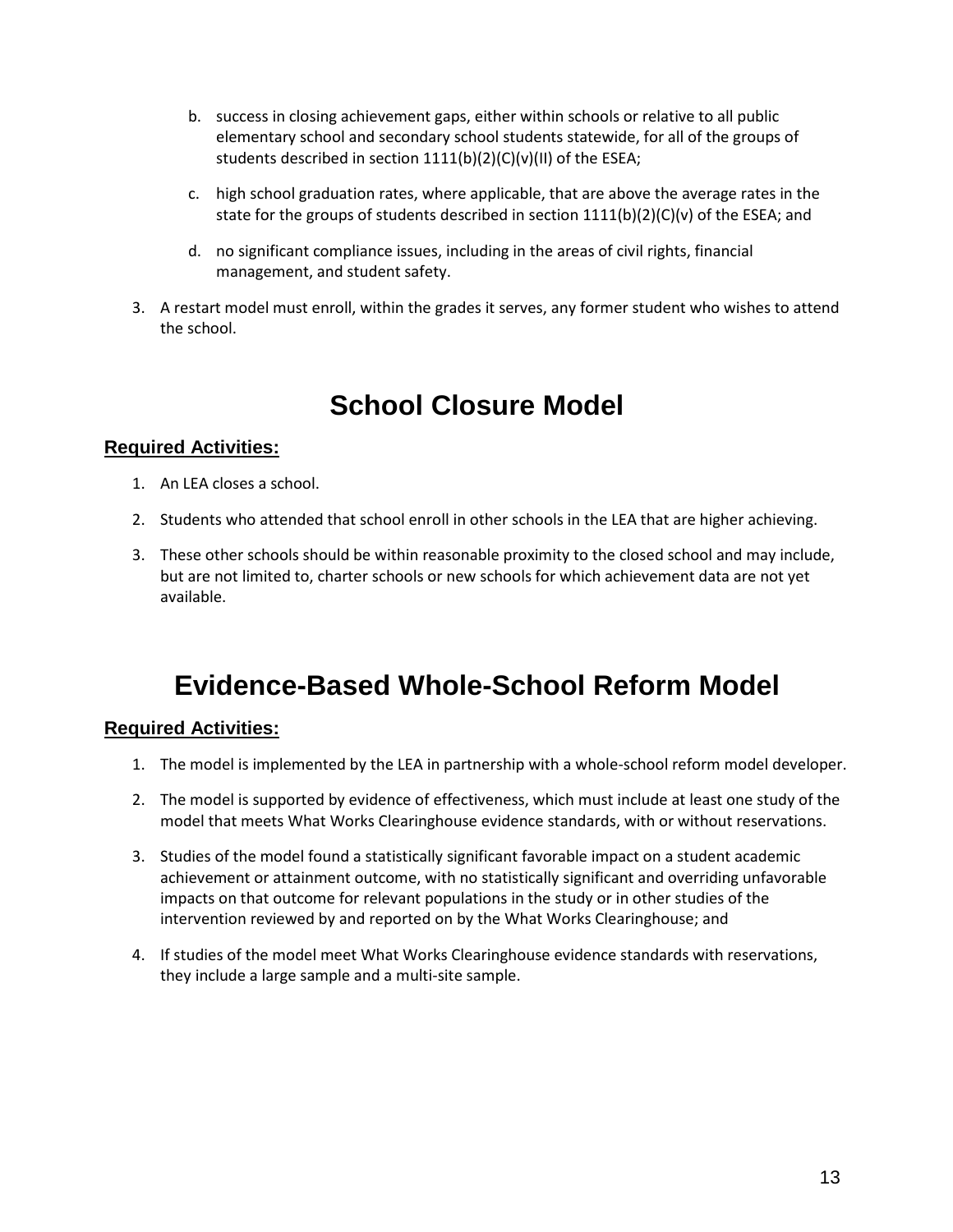b. success in closing achievement gaps, either within schools or relative to all public elementary school and secondary school students statewide, for all of the groups of students described in section 1111(b)(2)(C)(v)(II) of the ESEA;

c. high school graduation rates, where applicable, that are above the average rates in the state for the groups of students described in section 1111(b)(2)(C)(v) of the ESEA; and

d. no significant compliance issues, including in the areas of civil rights, financial management, and student safety.

3. A restart model must enroll, within the grades it serves, any former student who wishes to attend the school.

# School Closure Model

## Required Activities:

1. An LEA closes a school.
2. Students who attended that school enroll in other schools in the LEA that are higher achieving.
3. These other schools should be within reasonable proximity to the closed school and may include, but are not limited to, charter schools or new schools for which achievement data are not yet available.

# Evidence-Based Whole-School Reform Model

## Required Activities:

1. The model is implemented by the LEA in partnership with a whole-school reform model developer.
2. The model is supported by evidence of effectiveness, which must include at least one study of the model that meets What Works Clearinghouse evidence standards, with or without reservations.
3. Studies of the model found a statistically significant favorable impact on a student academic achievement or attainment outcome, with no statistically significant and overriding unfavorable impacts on that outcome for relevant populations in the study or in other studies of the intervention reviewed by and reported on by the What Works Clearinghouse; and
4. If studies of the model meet What Works Clearinghouse evidence standards with reservations, they include a large sample and a multi-site sample.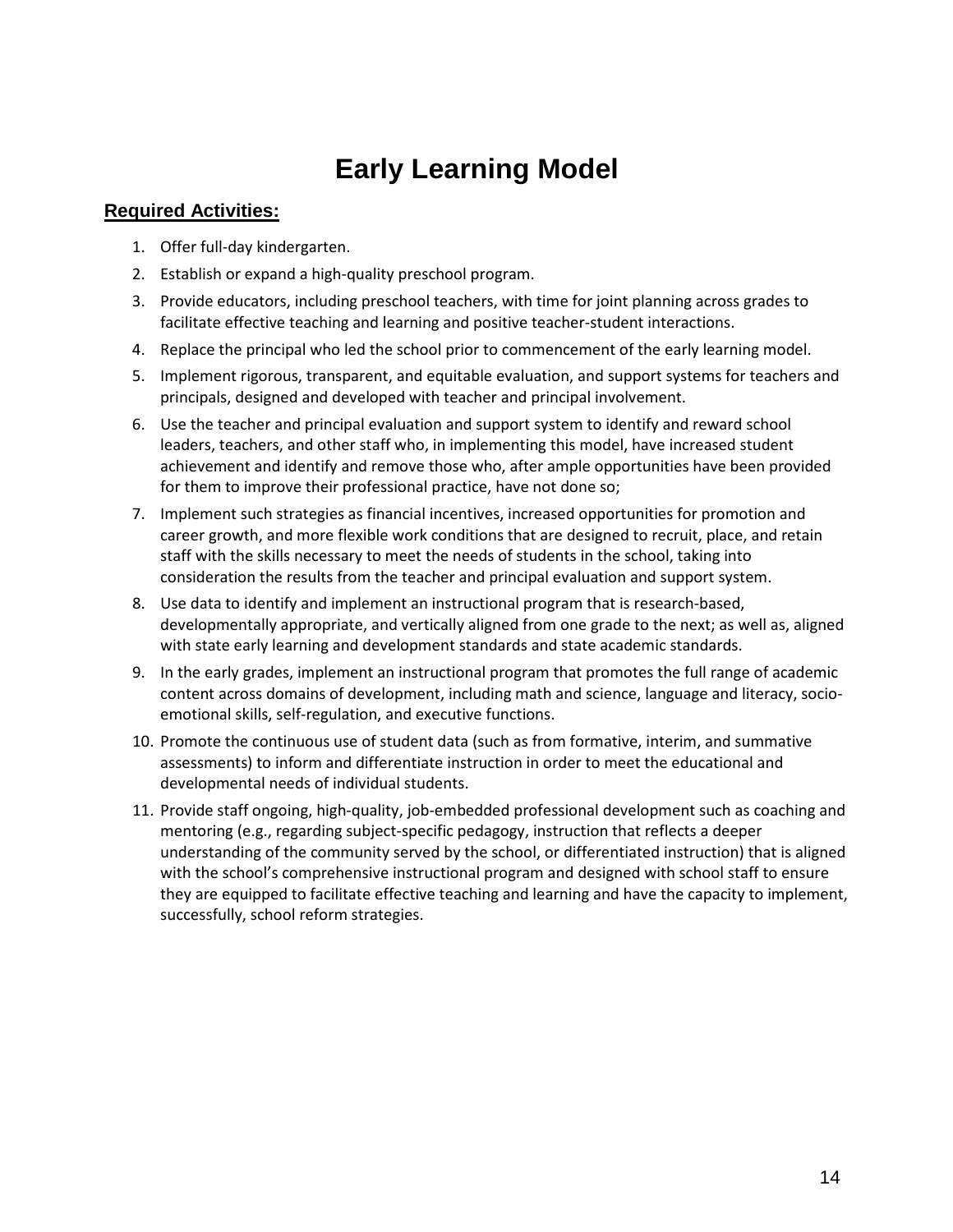# Early Learning Model

## Required Activities:

1. Offer full-day kindergarten.
2. Establish or expand a high-quality preschool program.
3. Provide educators, including preschool teachers, with time for joint planning across grades to facilitate effective teaching and learning and positive teacher-student interactions.
4. Replace the principal who led the school prior to commencement of the early learning model.
5. Implement rigorous, transparent, and equitable evaluation, and support systems for teachers and principals, designed and developed with teacher and principal involvement.
6. Use the teacher and principal evaluation and support system to identify and reward school leaders, teachers, and other staff who, in implementing this model, have increased student achievement and identify and remove those who, after ample opportunities have been provided for them to improve their professional practice, have not done so;
7. Implement such strategies as financial incentives, increased opportunities for promotion and career growth, and more flexible work conditions that are designed to recruit, place, and retain staff with the skills necessary to meet the needs of students in the school, taking into consideration the results from the teacher and principal evaluation and support system.
8. Use data to identify and implement an instructional program that is research-based, developmentally appropriate, and vertically aligned from one grade to the next; as well as, aligned with state early learning and development standards and state academic standards.
9. In the early grades, implement an instructional program that promotes the full range of academic content across domains of development, including math and science, language and literacy, socio-emotional skills, self-regulation, and executive functions.
10. Promote the continuous use of student data (such as from formative, interim, and summative assessments) to inform and differentiate instruction in order to meet the educational and developmental needs of individual students.
11. Provide staff ongoing, high-quality, job-embedded professional development such as coaching and mentoring (e.g., regarding subject-specific pedagogy, instruction that reflects a deeper understanding of the community served by the school, or differentiated instruction) that is aligned with the school's comprehensive instructional program and designed with school staff to ensure they are equipped to facilitate effective teaching and learning and have the capacity to implement, successfully, school reform strategies.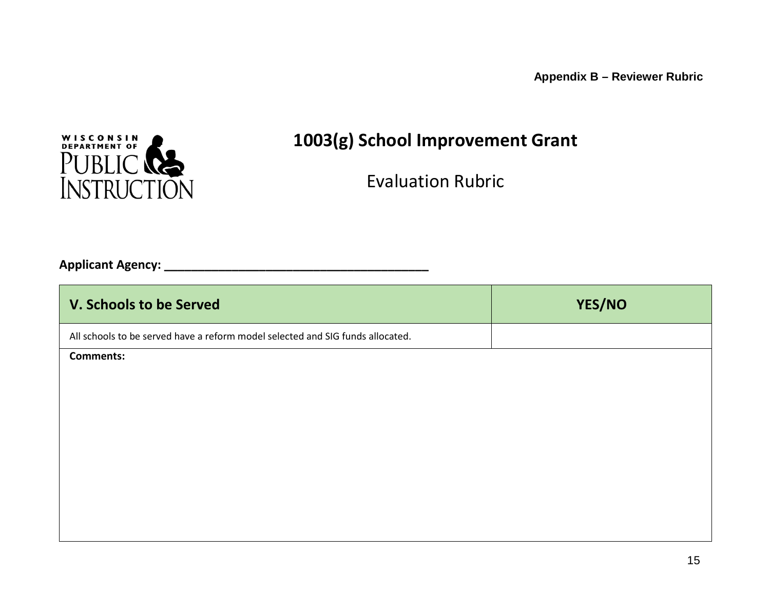Appendix B – Reviewer Rubric

WISCONSIN DEPARTMENT OF PUBLIC INSTRUCTION

# 1003(g) School Improvement Grant

## Evaluation Rubric

**Applicant Agency: ________________________________________**

| V. Schools to be Served | YES/NO |
|---|---|
| All schools to be served have a reform model selected and SIG funds allocated. | |
| **Comments:** | |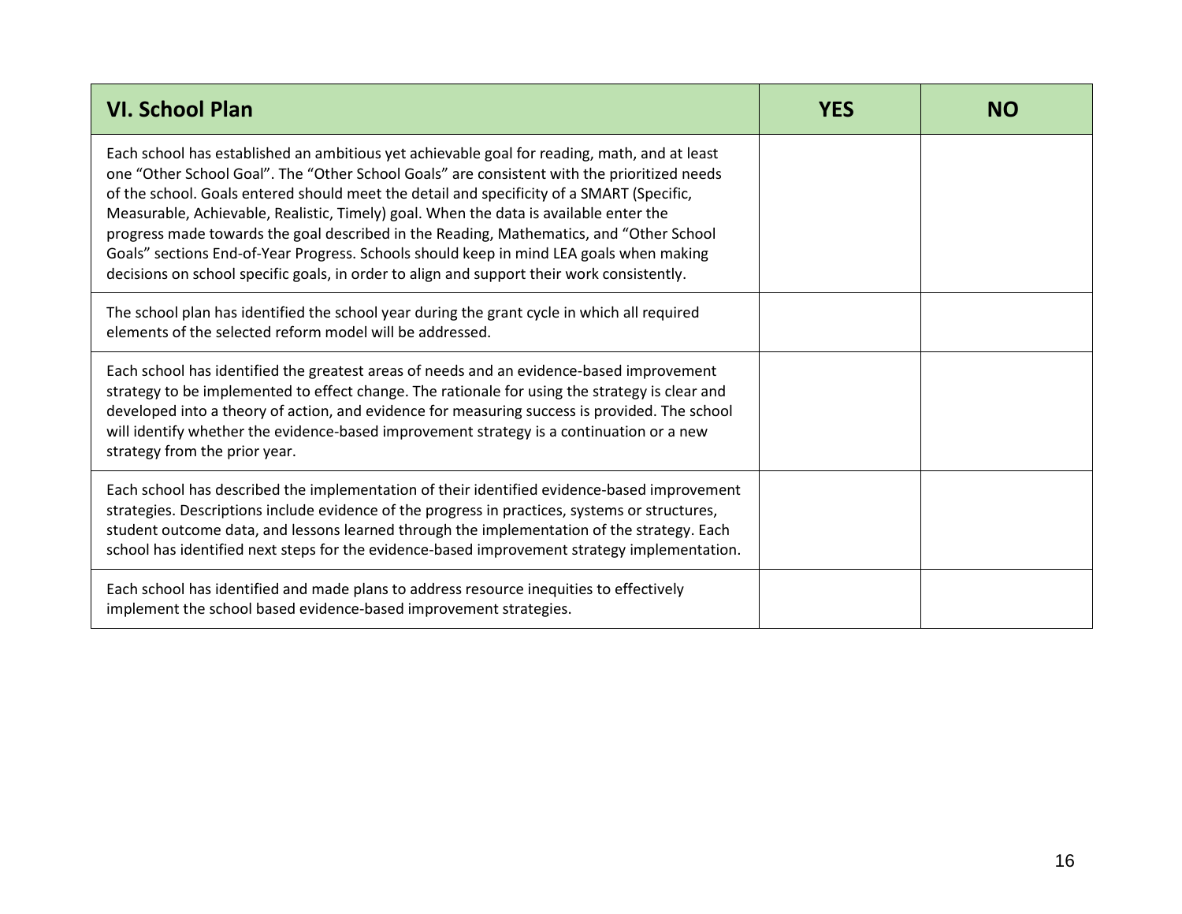| VI. School Plan | YES | NO |
| --- | --- | --- |
| Each school has established an ambitious yet achievable goal for reading, math, and at least one “Other School Goal”. The “Other School Goals” are consistent with the prioritized needs of the school. Goals entered should meet the detail and specificity of a SMART (Specific, Measurable, Achievable, Realistic, Timely) goal. When the data is available enter the progress made towards the goal described in the Reading, Mathematics, and “Other School Goals” sections End-of-Year Progress. Schools should keep in mind LEA goals when making decisions on school specific goals, in order to align and support their work consistently. | | |
| The school plan has identified the school year during the grant cycle in which all required elements of the selected reform model will be addressed. | | |
| Each school has identified the greatest areas of needs and an evidence-based improvement strategy to be implemented to effect change. The rationale for using the strategy is clear and developed into a theory of action, and evidence for measuring success is provided. The school will identify whether the evidence-based improvement strategy is a continuation or a new strategy from the prior year. | | |
| Each school has described the implementation of their identified evidence-based improvement strategies. Descriptions include evidence of the progress in practices, systems or structures, student outcome data, and lessons learned through the implementation of the strategy. Each school has identified next steps for the evidence-based improvement strategy implementation. | | |
| Each school has identified and made plans to address resource inequities to effectively implement the school based evidence-based improvement strategies. | | |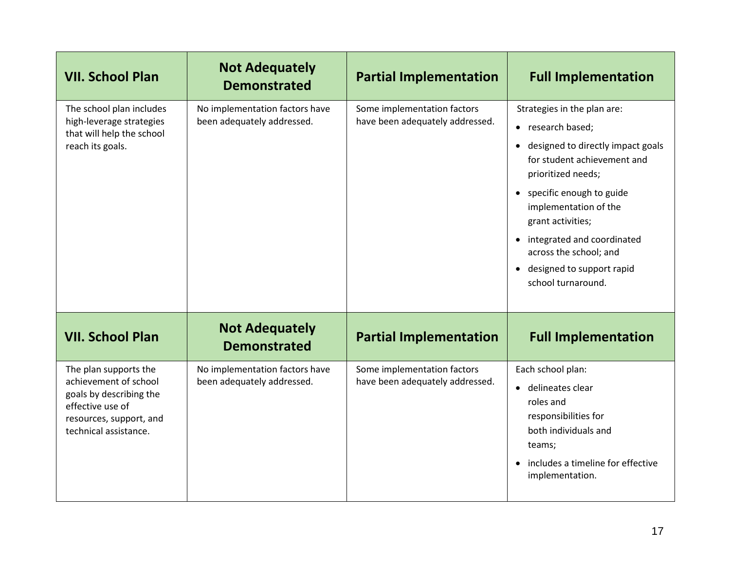| VII. School Plan | Not Adequately Demonstrated | Partial Implementation | Full Implementation |
|---|---|---|---|
| The school plan includes high-leverage strategies that will help the school reach its goals. | No implementation factors have been adequately addressed. | Some implementation factors have been adequately addressed. | Strategies in the plan are:<br>• research based;<br>• designed to directly impact goals for student achievement and prioritized needs;<br>• specific enough to guide implementation of the grant activities;<br>• integrated and coordinated across the school; and<br>• designed to support rapid school turnaround. |

| VII. School Plan | Not Adequately Demonstrated | Partial Implementation | Full Implementation |
|---|---|---|---|
| The plan supports the achievement of school goals by describing the effective use of resources, support, and technical assistance. | No implementation factors have been adequately addressed. | Some implementation factors have been adequately addressed. | Each school plan:<br>• delineates clear roles and responsibilities for both individuals and teams;<br>• includes a timeline for effective implementation. |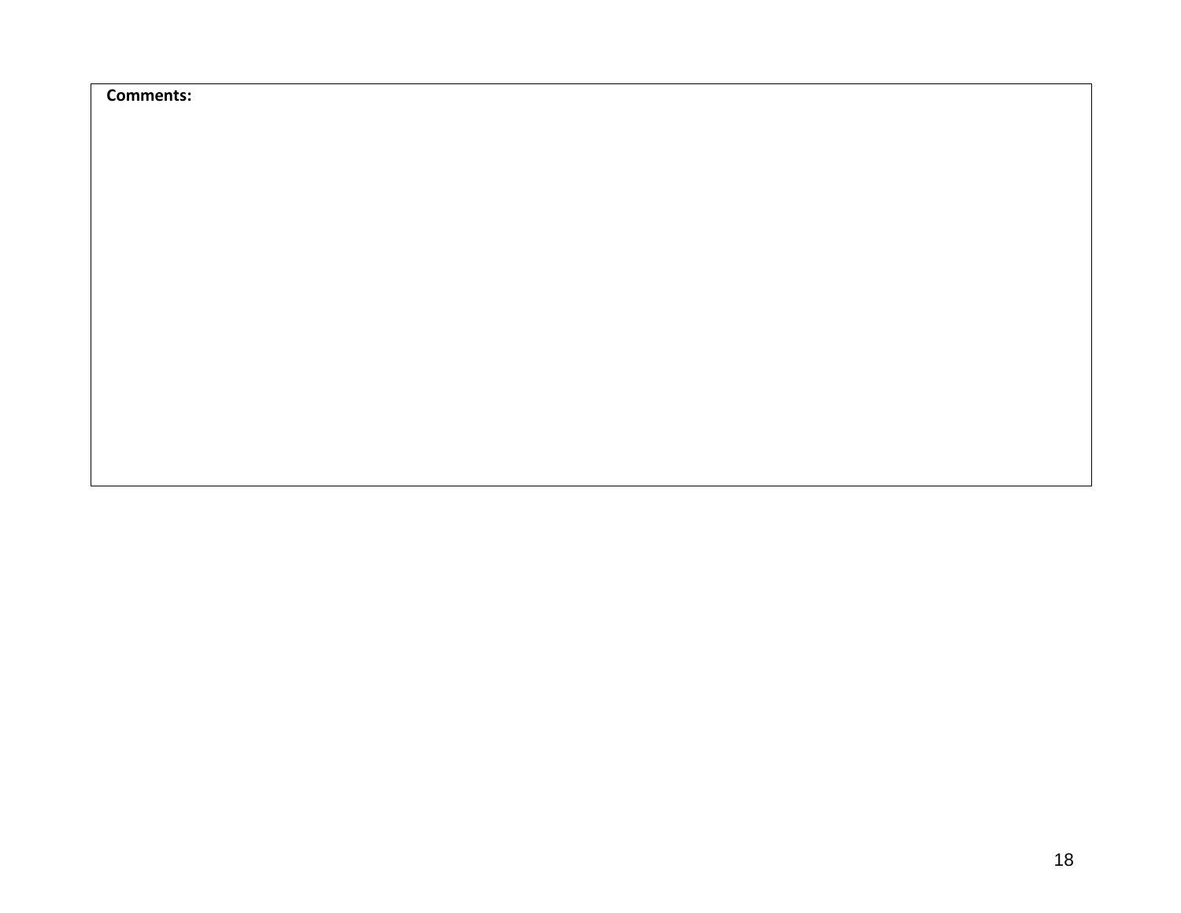| **Comments:** |
| --- |
| |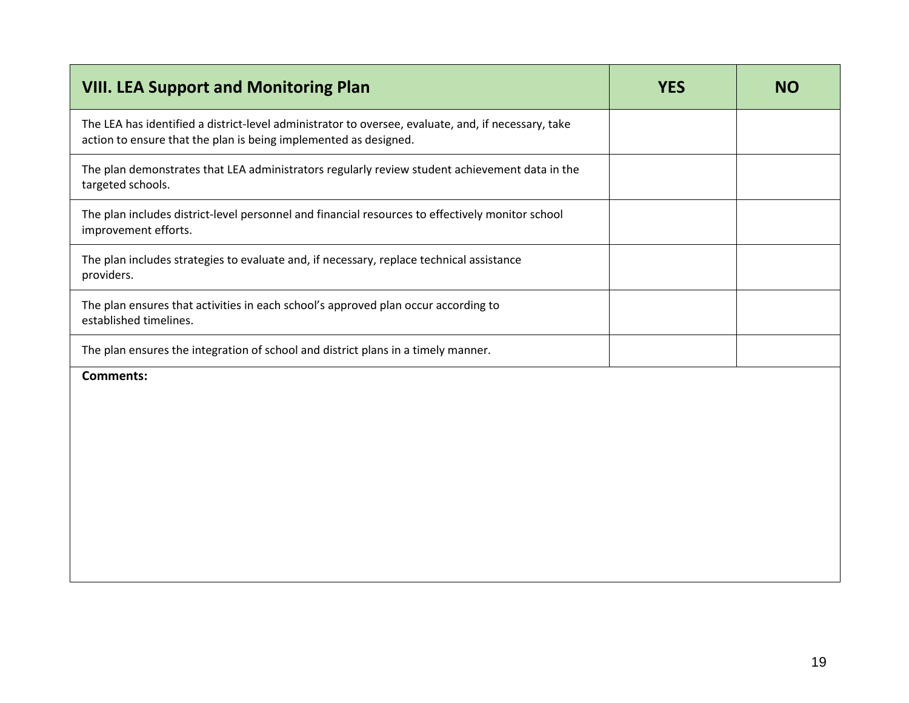| VIII. LEA Support and Monitoring Plan | YES | NO |
|---|---|---|
| The LEA has identified a district-level administrator to oversee, evaluate, and, if necessary, take action to ensure that the plan is being implemented as designed. | | |
| The plan demonstrates that LEA administrators regularly review student achievement data in the targeted schools. | | |
| The plan includes district-level personnel and financial resources to effectively monitor school improvement efforts. | | |
| The plan includes strategies to evaluate and, if necessary, replace technical assistance providers. | | |
| The plan ensures that activities in each school's approved plan occur according to established timelines. | | |
| The plan ensures the integration of school and district plans in a timely manner. | | |
| **Comments:** | | |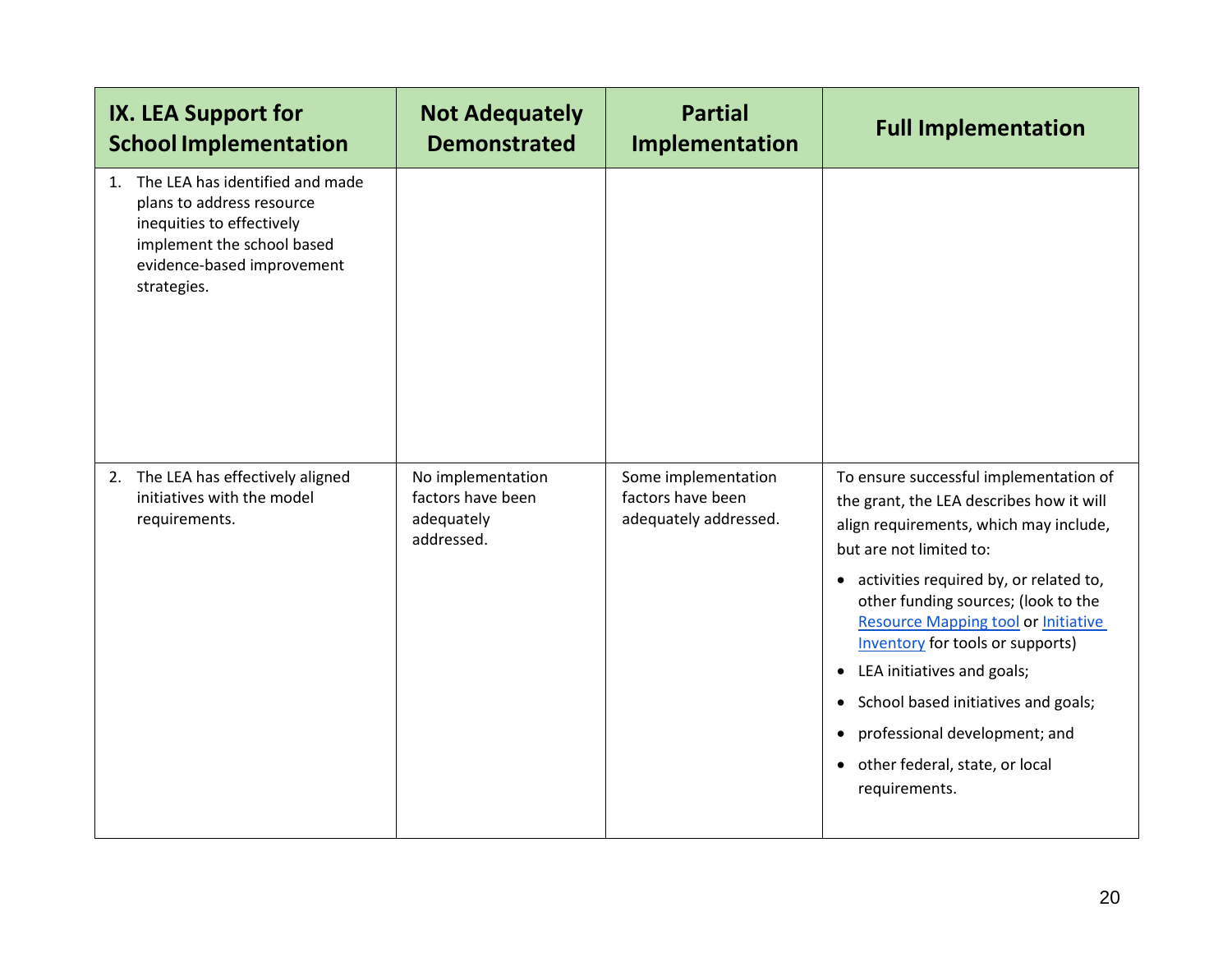| IX. LEA Support for School Implementation | Not Adequately Demonstrated | Partial Implementation | Full Implementation |
|---|---|---|---|
| 1. The LEA has identified and made plans to address resource inequities to effectively implement the school based evidence-based improvement strategies. | | | |
| 2. The LEA has effectively aligned initiatives with the model requirements. | No implementation factors have been adequately addressed. | Some implementation factors have been adequately addressed. | To ensure successful implementation of the grant, the LEA describes how it will align requirements, which may include, but are not limited to:<br>• activities required by, or related to, other funding sources; (look to the Resource Mapping tool or Initiative Inventory for tools or supports)<br>• LEA initiatives and goals;<br>• School based initiatives and goals;<br>• professional development; and<br>• other federal, state, or local requirements. |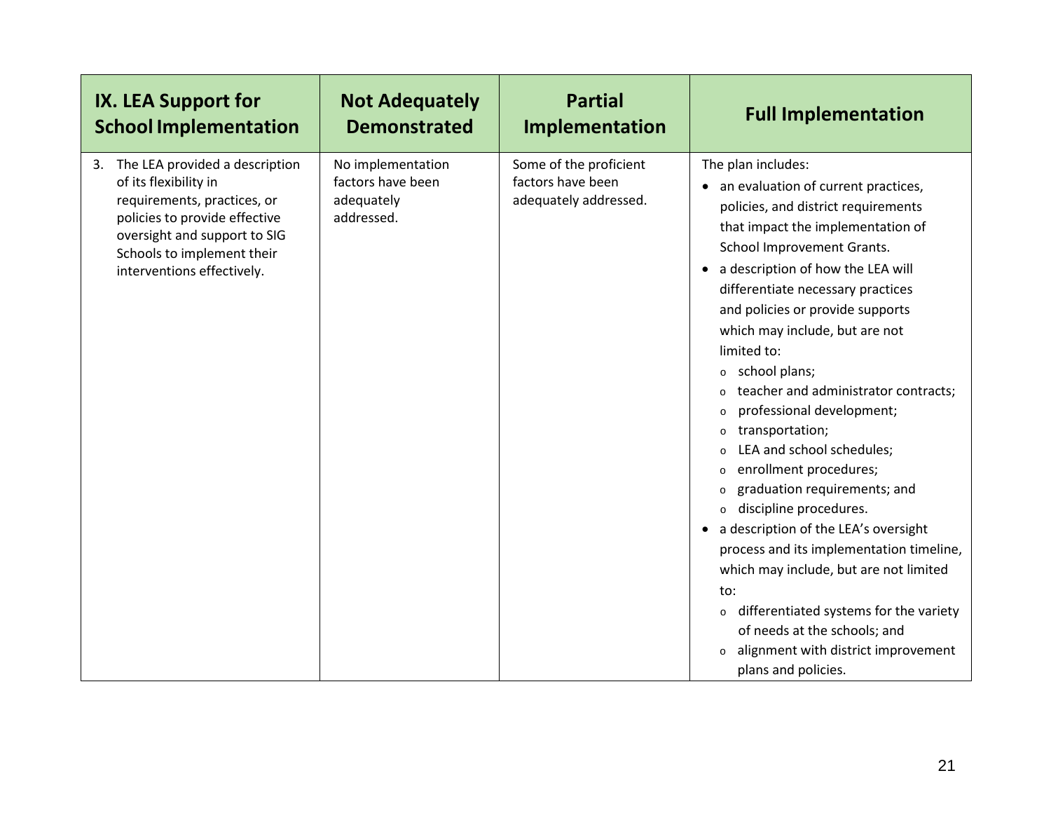| IX. LEA Support for School Implementation | Not Adequately Demonstrated | Partial Implementation | Full Implementation |
|---|---|---|---|
| 3. The LEA provided a description of its flexibility in requirements, practices, or policies to provide effective oversight and support to SIG Schools to implement their interventions effectively. | No implementation factors have been adequately addressed. | Some of the proficient factors have been adequately addressed. | The plan includes:<br>• an evaluation of current practices, policies, and district requirements that impact the implementation of School Improvement Grants.<br>• a description of how the LEA will differentiate necessary practices and policies or provide supports which may include, but are not limited to:<br>  o school plans;<br>  o teacher and administrator contracts;<br>  o professional development;<br>  o transportation;<br>  o LEA and school schedules;<br>  o enrollment procedures;<br>  o graduation requirements; and<br>  o discipline procedures.<br>• a description of the LEA's oversight process and its implementation timeline, which may include, but are not limited to:<br>  o differentiated systems for the variety of needs at the schools; and<br>  o alignment with district improvement plans and policies. |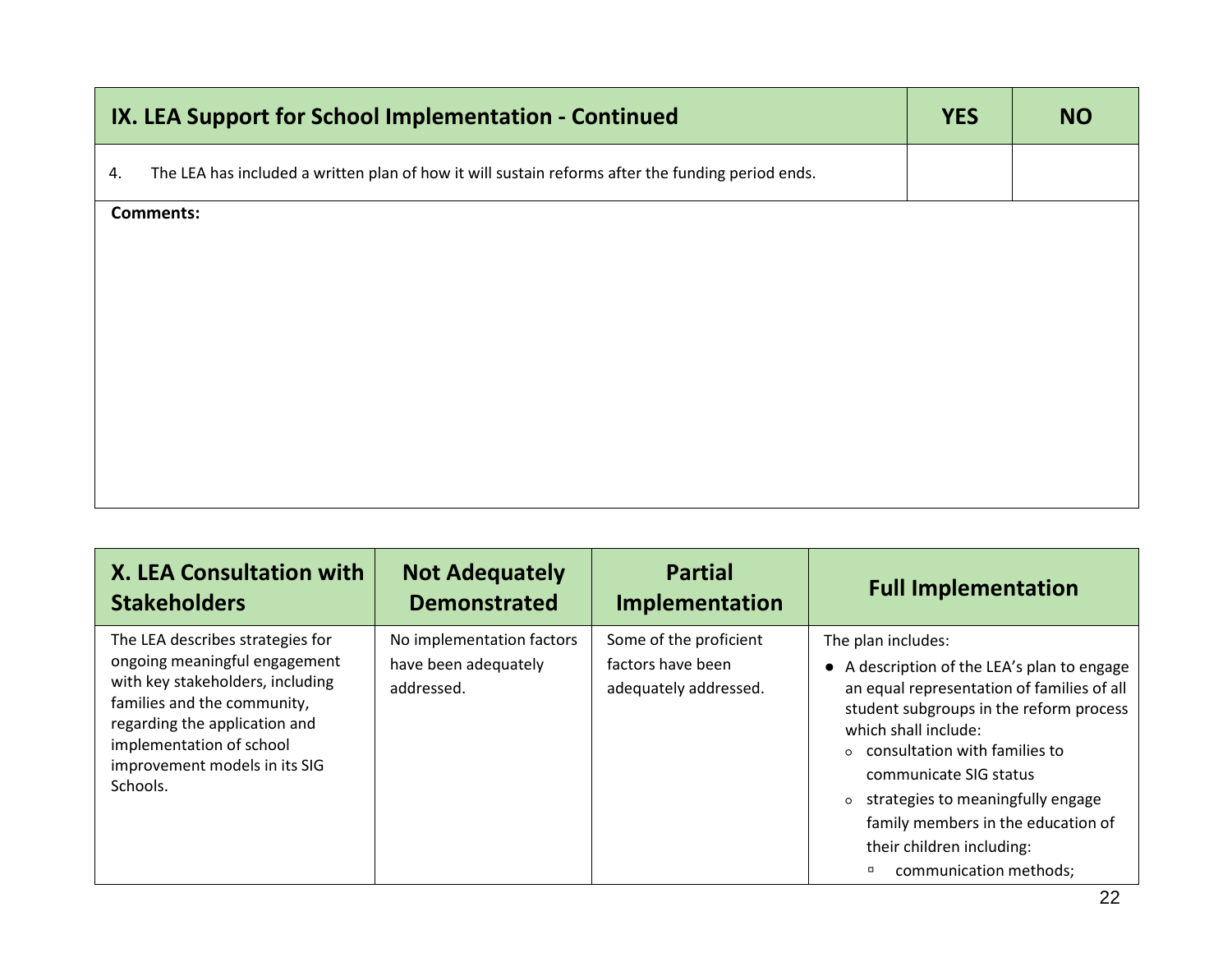| IX. LEA Support for School Implementation - Continued | YES | NO |
| --- | --- | --- |
| 4. The LEA has included a written plan of how it will sustain reforms after the funding period ends. | | |
| **Comments:** | | |

| X. LEA Consultation with Stakeholders | Not Adequately Demonstrated | Partial Implementation | Full Implementation |
| --- | --- | --- | --- |
| The LEA describes strategies for ongoing meaningful engagement with key stakeholders, including families and the community, regarding the application and implementation of school improvement models in its SIG Schools. | No implementation factors have been adequately addressed. | Some of the proficient factors have been adequately addressed. | The plan includes:<br>• A description of the LEA's plan to engage an equal representation of families of all student subgroups in the reform process which shall include:<br>  ◦ consultation with families to communicate SIG status<br>  ◦ strategies to meaningfully engage family members in the education of their children including:<br>    ▫ communication methods; |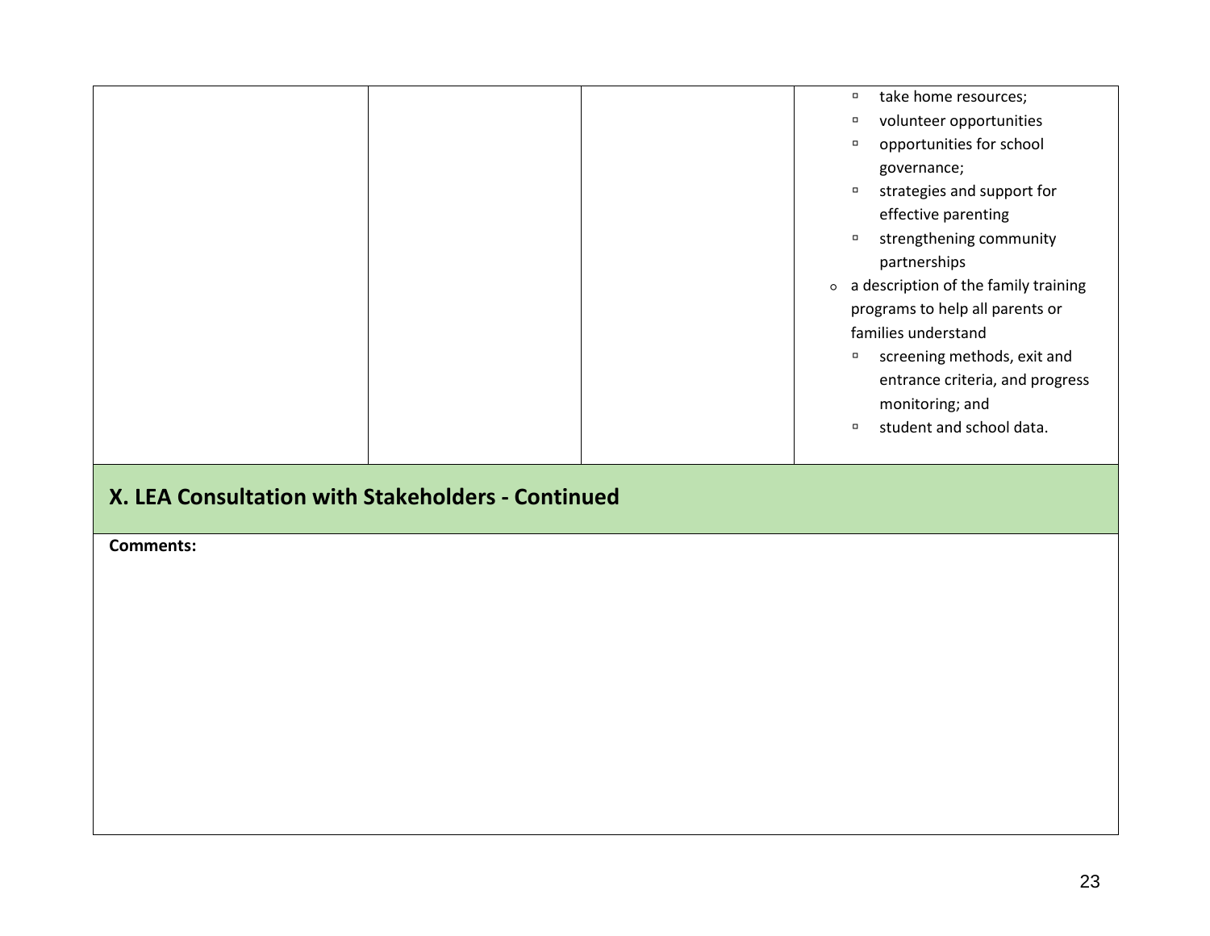|  |  |  | - take home resources;<br>- volunteer opportunities<br>- opportunities for school governance;<br>- strategies and support for effective parenting<br>- strengthening community partnerships<br><br>o a description of the family training programs to help all parents or families understand<br>- screening methods, exit and entrance criteria, and progress monitoring; and<br>- student and school data. |
|---|---|---|---|

## X. LEA Consultation with Stakeholders - Continued

**Comments:**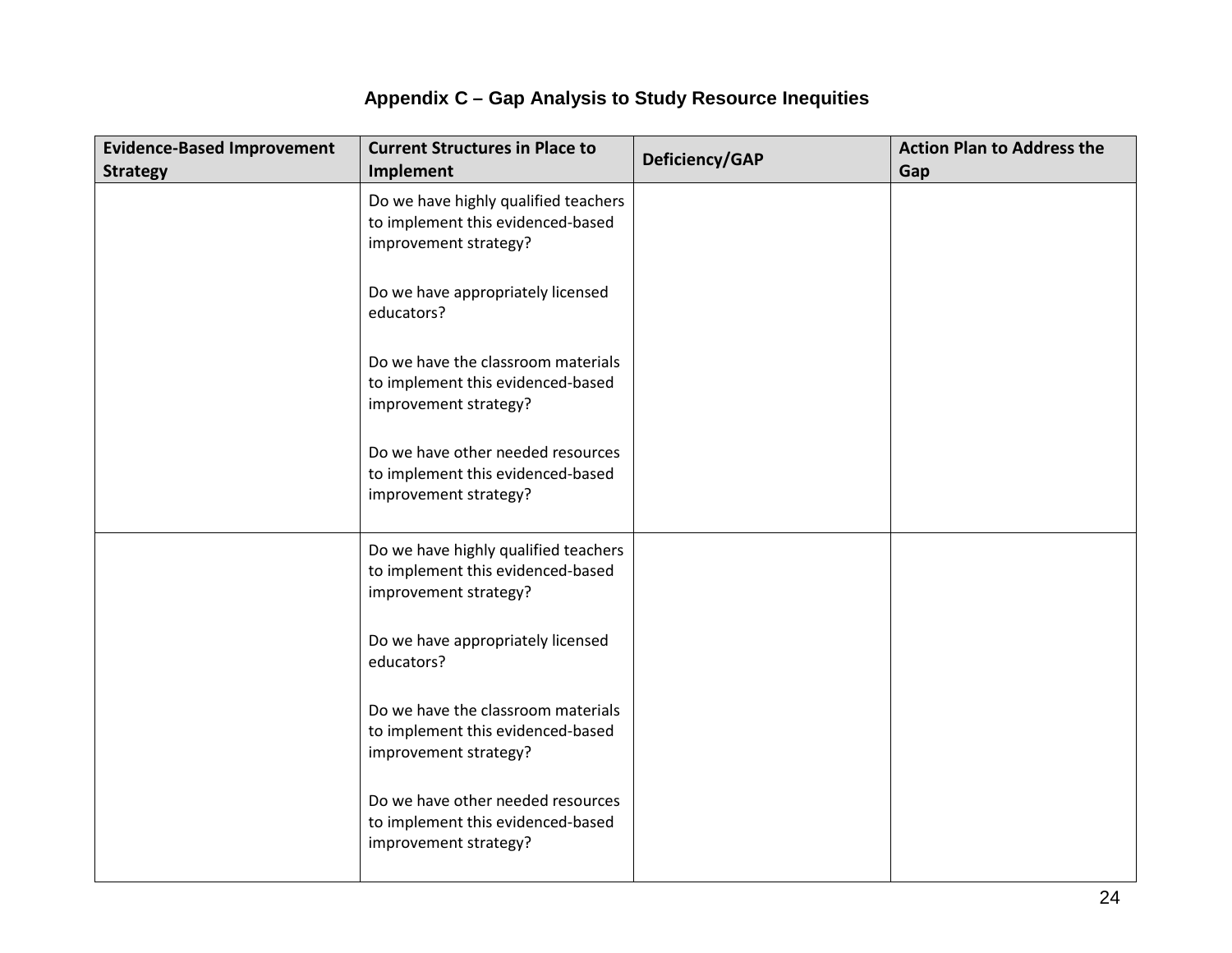# Appendix C – Gap Analysis to Study Resource Inequities

| Evidence-Based Improvement Strategy | Current Structures in Place to Implement | Deficiency/GAP | Action Plan to Address the Gap |
|---|---|---|---|
| | Do we have highly qualified teachers to implement this evidenced-based improvement strategy?<br><br>Do we have appropriately licensed educators?<br><br>Do we have the classroom materials to implement this evidenced-based improvement strategy?<br><br>Do we have other needed resources to implement this evidenced-based improvement strategy? | | |
| | Do we have highly qualified teachers to implement this evidenced-based improvement strategy?<br><br>Do we have appropriately licensed educators?<br><br>Do we have the classroom materials to implement this evidenced-based improvement strategy?<br><br>Do we have other needed resources to implement this evidenced-based improvement strategy? | | |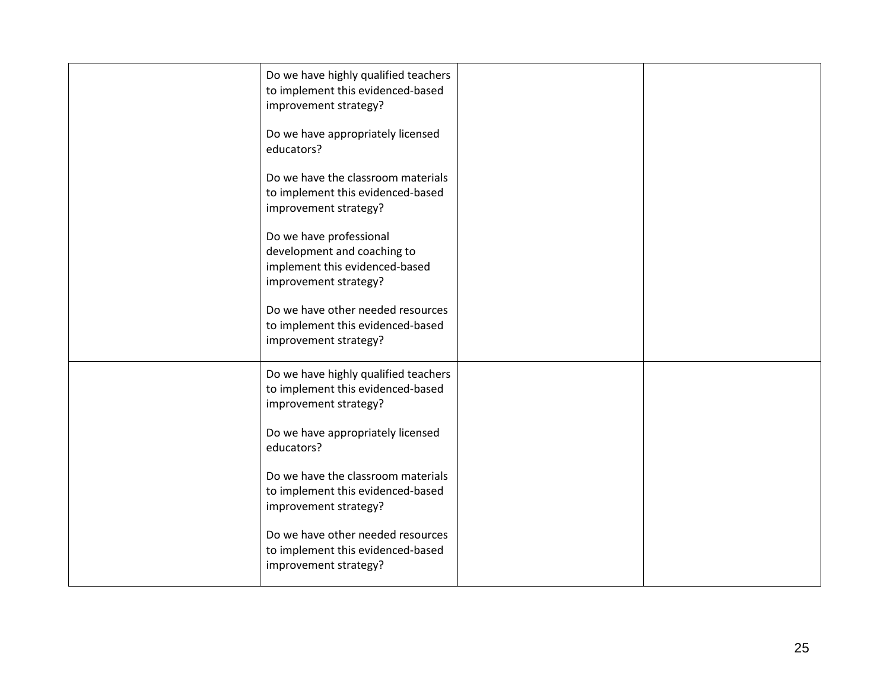| | | | |
|---|---|---|---|
| | Do we have highly qualified teachers to implement this evidenced-based improvement strategy?<br><br>Do we have appropriately licensed educators?<br><br>Do we have the classroom materials to implement this evidenced-based improvement strategy?<br><br>Do we have professional development and coaching to implement this evidenced-based improvement strategy?<br><br>Do we have other needed resources to implement this evidenced-based improvement strategy? | | |
| | Do we have highly qualified teachers to implement this evidenced-based improvement strategy?<br><br>Do we have appropriately licensed educators?<br><br>Do we have the classroom materials to implement this evidenced-based improvement strategy?<br><br>Do we have other needed resources to implement this evidenced-based improvement strategy? | | |